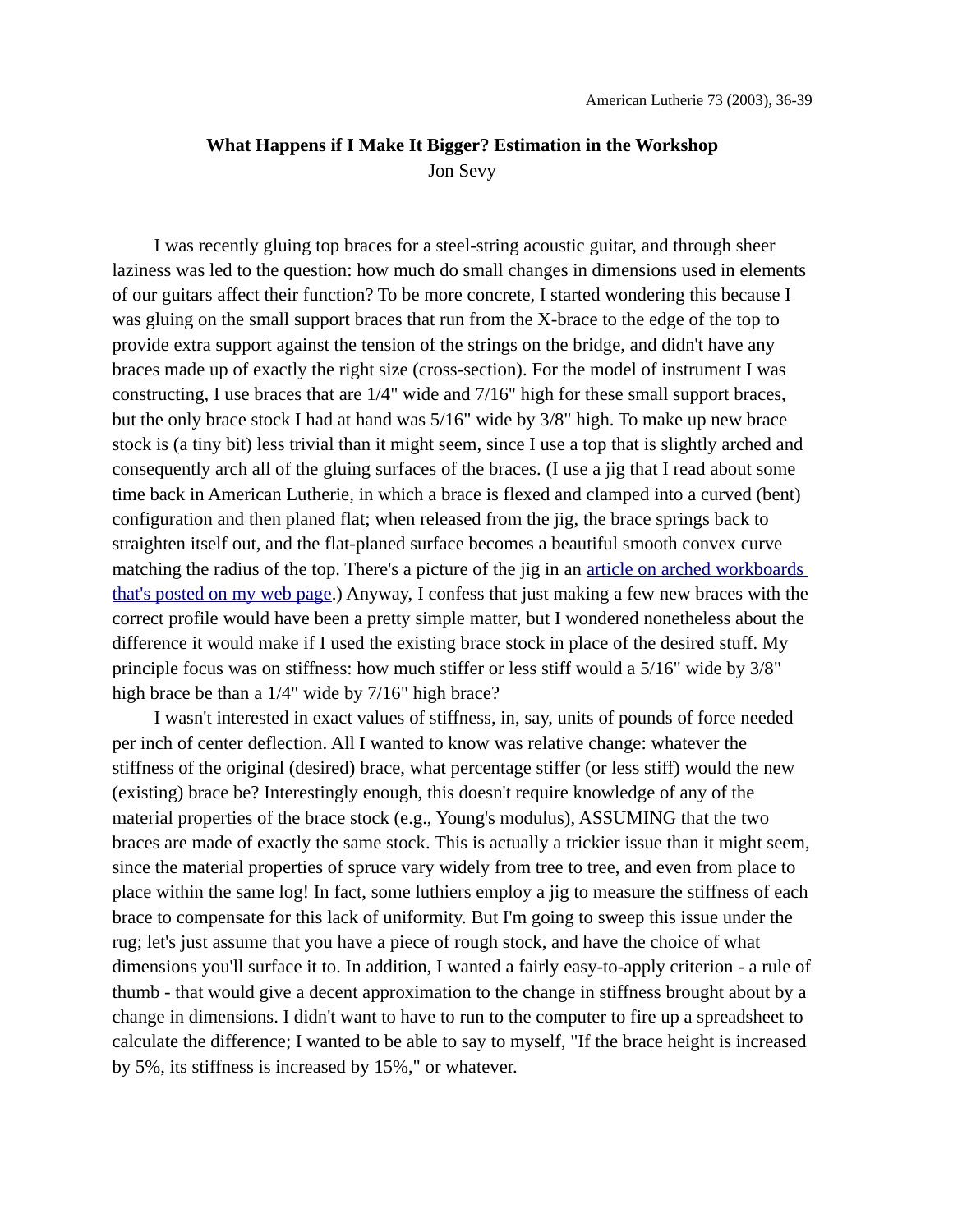# What Happens if I Make It Bigger? Estimation in the Workshop

Jon Sevy

I was recently gluing top braces for a steel-string acoustic guitar, and through sheer laziness was led to the question: how much do small changes in dimensions used in elements of our guitars affect their function? To be more concrete, I started wondering this because I was gluing on the small support braces that run from the X-brace to the edge of the top to provide extra support against the tension of the strings on the bridge, and didn't have any braces made up of exactly the right size (cross-section). For the model of instrument I was constructing, I use braces that are 1/4" wide and 7/16" high for these small support braces, but the only brace stock I had at hand was 5/16" wide by 3/8" high. To make up new brace stock is (a tiny bit) less trivial than it might seem, since I use a top that is slightly arched and consequently arch all of the gluing surfaces of the braces. (I use a jig that I read about some time back in American Lutherie, in which a brace is flexed and clamped into a curved (bent) configuration and then planed flat; when released from the jig, the brace springs back to straighten itself out, and the flat-planed surface becomes a beautiful smooth convex curve matching the radius of the top. There's a picture of the jig in an article on arched workboards that's posted on my web page.) Anyway, I confess that just making a few new braces with the correct profile would have been a pretty simple matter, but I wondered nonetheless about the difference it would make if I used the existing brace stock in place of the desired stuff. My principle focus was on stiffness: how much stiffer or less stiff would a 5/16" wide by 3/8" high brace be than a 1/4" wide by 7/16" high brace?

I wasn't interested in exact values of stiffness, in, say, units of pounds of force needed per inch of center deflection. All I wanted to know was relative change: whatever the stiffness of the original (desired) brace, what percentage stiffer (or less stiff) would the new (existing) brace be? Interestingly enough, this doesn't require knowledge of any of the material properties of the brace stock (e.g., Young's modulus), ASSUMING that the two braces are made of exactly the same stock. This is actually a trickier issue than it might seem, since the material properties of spruce vary widely from tree to tree, and even from place to place within the same log! In fact, some luthiers employ a jig to measure the stiffness of each brace to compensate for this lack of uniformity. But I'm going to sweep this issue under the rug; let's just assume that you have a piece of rough stock, and have the choice of what dimensions you'll surface it to. In addition, I wanted a fairly easy-to-apply criterion - a rule of thumb - that would give a decent approximation to the change in stiffness brought about by a change in dimensions. I didn't want to have to run to the computer to fire up a spreadsheet to calculate the difference; I wanted to be able to say to myself, "If the brace height is increased by 5%, its stiffness is increased by 15%," or whatever.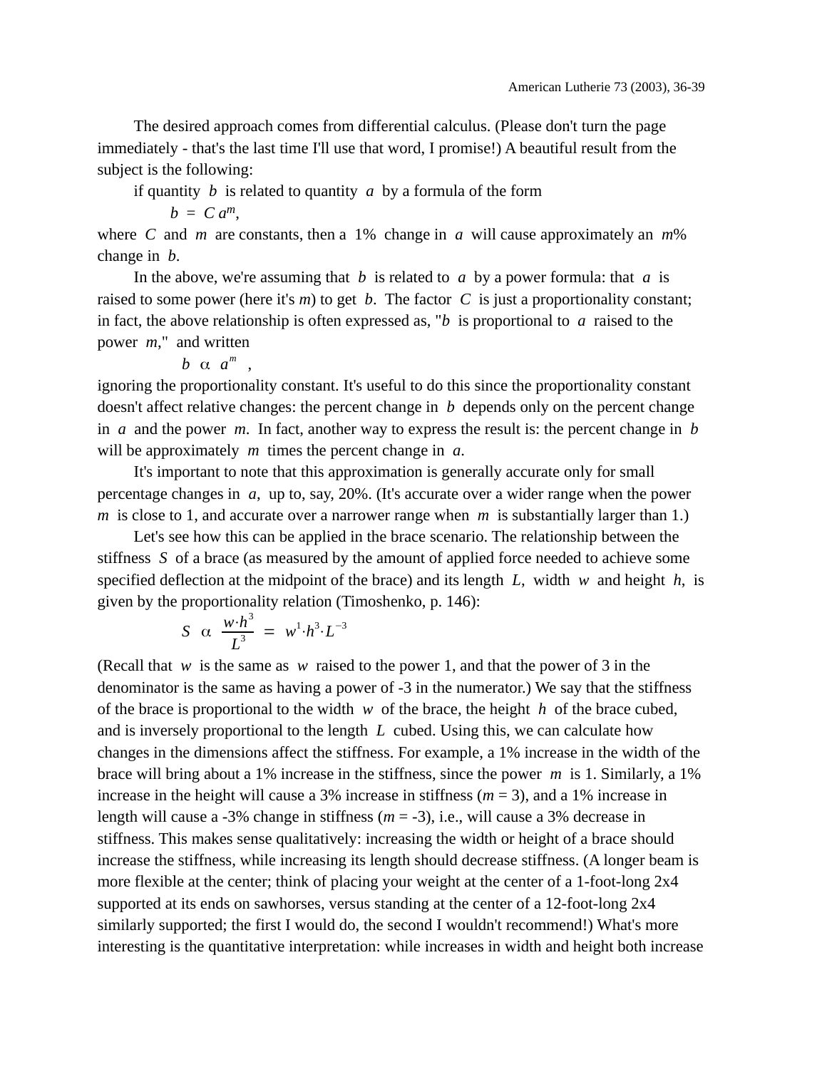The desired approach comes from differential calculus. (Please don't turn the page immediately - that's the last time I'll use that word, I promise!) A beautiful result from the subject is the following:

if quantity $b$ is related to quantity $a$ by a formula of the form

$$b = C a^m,$$

where $C$ and $m$ are constants, then a 1% change in $a$ will cause approximately an $m$% change in $b$.

In the above, we're assuming that $b$ is related to $a$ by a power formula: that $a$ is raised to some power (here it's $m$) to get $b$. The factor $C$ is just a proportionality constant; in fact, the above relationship is often expressed as, "$b$ is proportional to $a$ raised to the power $m$," and written

$$b \; \alpha \; a^m \; ,$$

ignoring the proportionality constant. It's useful to do this since the proportionality constant doesn't affect relative changes: the percent change in $b$ depends only on the percent change in $a$ and the power $m$. In fact, another way to express the result is: the percent change in $b$ will be approximately $m$ times the percent change in $a$.

It's important to note that this approximation is generally accurate only for small percentage changes in $a$, up to, say, 20%. (It's accurate over a wider range when the power $m$ is close to 1, and accurate over a narrower range when $m$ is substantially larger than 1.)

Let's see how this can be applied in the brace scenario. The relationship between the stiffness $S$ of a brace (as measured by the amount of applied force needed to achieve some specified deflection at the midpoint of the brace) and its length $L$, width $w$ and height $h$, is given by the proportionality relation (Timoshenko, p. 146):

$$S \; \alpha \; \frac{w \cdot h^3}{L^3} = w^1 \cdot h^3 \cdot L^{-3}$$

(Recall that $w$ is the same as $w$ raised to the power 1, and that the power of 3 in the denominator is the same as having a power of -3 in the numerator.) We say that the stiffness of the brace is proportional to the width $w$ of the brace, the height $h$ of the brace cubed, and is inversely proportional to the length $L$ cubed. Using this, we can calculate how changes in the dimensions affect the stiffness. For example, a 1% increase in the width of the brace will bring about a 1% increase in the stiffness, since the power $m$ is 1. Similarly, a 1% increase in the height will cause a 3% increase in stiffness ($m = 3$), and a 1% increase in length will cause a -3% change in stiffness ($m = -3$), i.e., will cause a 3% decrease in stiffness. This makes sense qualitatively: increasing the width or height of a brace should increase the stiffness, while increasing its length should decrease stiffness. (A longer beam is more flexible at the center; think of placing your weight at the center of a 1-foot-long 2x4 supported at its ends on sawhorses, versus standing at the center of a 12-foot-long 2x4 similarly supported; the first I would do, the second I wouldn't recommend!) What's more interesting is the quantitative interpretation: while increases in width and height both increase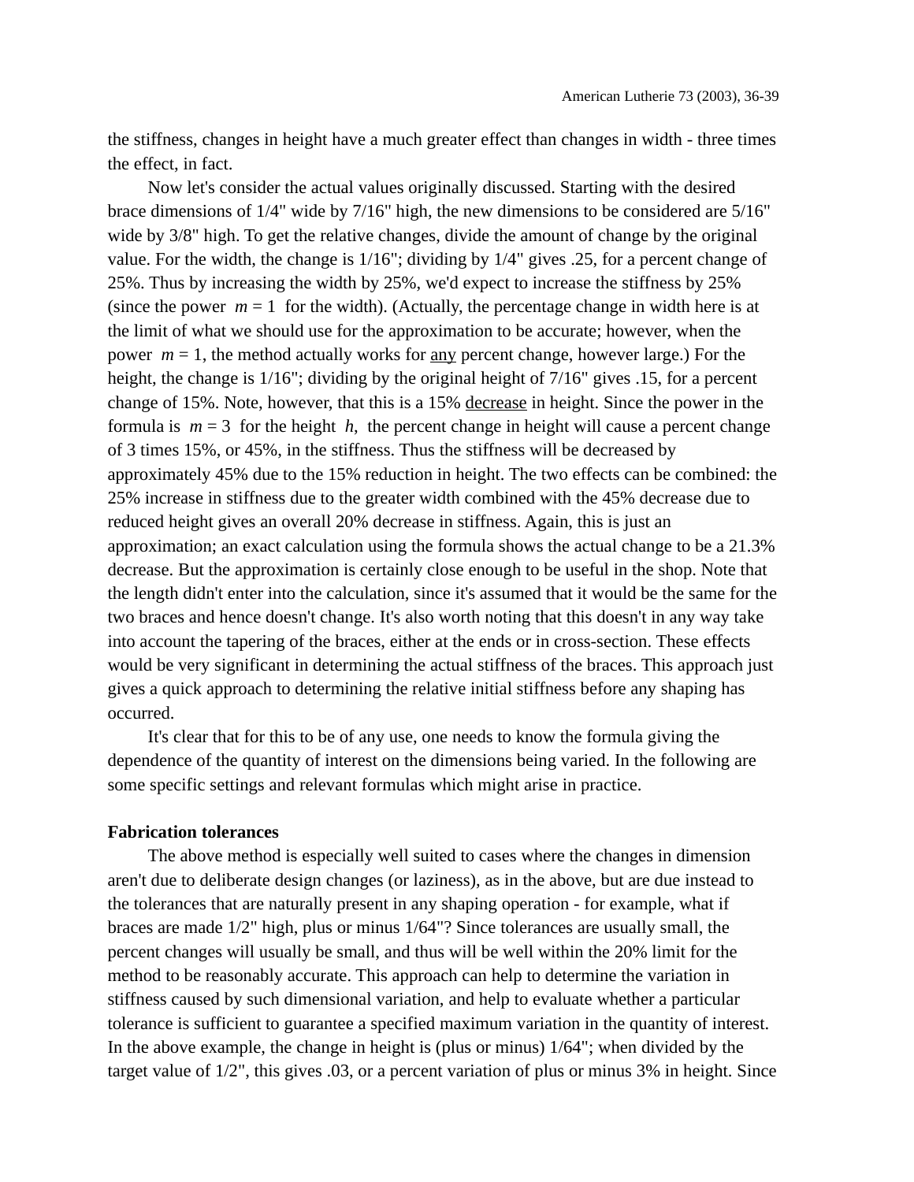the stiffness, changes in height have a much greater effect than changes in width - three times the effect, in fact.

Now let's consider the actual values originally discussed. Starting with the desired brace dimensions of 1/4" wide by 7/16" high, the new dimensions to be considered are 5/16" wide by 3/8" high. To get the relative changes, divide the amount of change by the original value. For the width, the change is 1/16"; dividing by 1/4" gives .25, for a percent change of 25%. Thus by increasing the width by 25%, we'd expect to increase the stiffness by 25% (since the power $m = 1$ for the width). (Actually, the percentage change in width here is at the limit of what we should use for the approximation to be accurate; however, when the power $m = 1$, the method actually works for <u>any</u> percent change, however large.) For the height, the change is 1/16"; dividing by the original height of 7/16" gives .15, for a percent change of 15%. Note, however, that this is a 15% <u>decrease</u> in height. Since the power in the formula is $m = 3$ for the height $h$, the percent change in height will cause a percent change of 3 times 15%, or 45%, in the stiffness. Thus the stiffness will be decreased by approximately 45% due to the 15% reduction in height. The two effects can be combined: the 25% increase in stiffness due to the greater width combined with the 45% decrease due to reduced height gives an overall 20% decrease in stiffness. Again, this is just an approximation; an exact calculation using the formula shows the actual change to be a 21.3% decrease. But the approximation is certainly close enough to be useful in the shop. Note that the length didn't enter into the calculation, since it's assumed that it would be the same for the two braces and hence doesn't change. It's also worth noting that this doesn't in any way take into account the tapering of the braces, either at the ends or in cross-section. These effects would be very significant in determining the actual stiffness of the braces. This approach just gives a quick approach to determining the relative initial stiffness before any shaping has occurred.

It's clear that for this to be of any use, one needs to know the formula giving the dependence of the quantity of interest on the dimensions being varied. In the following are some specific settings and relevant formulas which might arise in practice.

**Fabrication tolerances**

The above method is especially well suited to cases where the changes in dimension aren't due to deliberate design changes (or laziness), as in the above, but are due instead to the tolerances that are naturally present in any shaping operation - for example, what if braces are made 1/2" high, plus or minus 1/64"? Since tolerances are usually small, the percent changes will usually be small, and thus will be well within the 20% limit for the method to be reasonably accurate. This approach can help to determine the variation in stiffness caused by such dimensional variation, and help to evaluate whether a particular tolerance is sufficient to guarantee a specified maximum variation in the quantity of interest. In the above example, the change in height is (plus or minus) 1/64"; when divided by the target value of 1/2", this gives .03, or a percent variation of plus or minus 3% in height. Since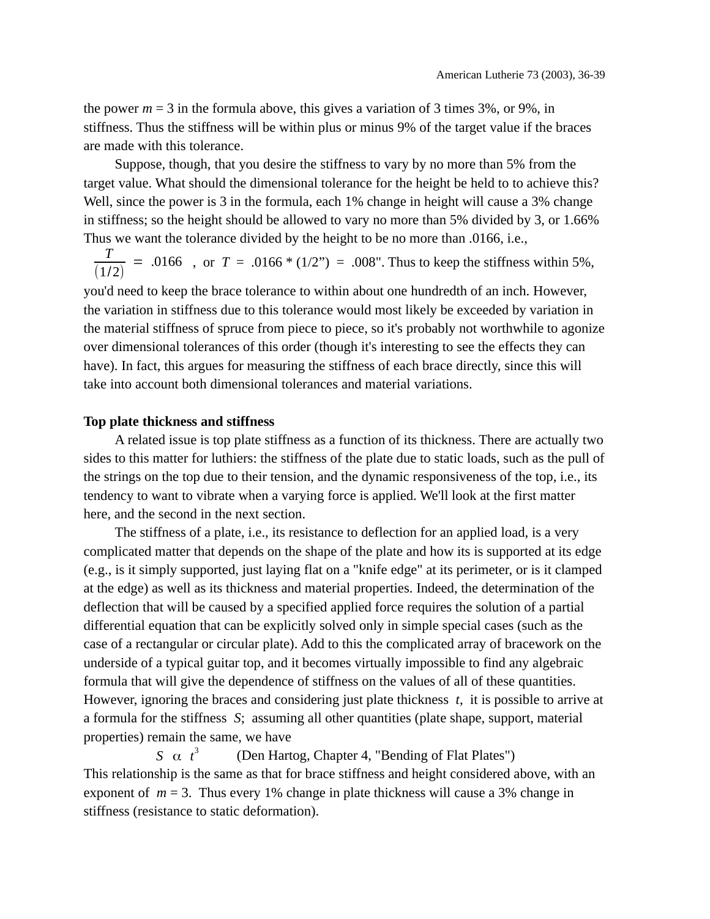the power $m$ = 3 in the formula above, this gives a variation of 3 times 3%, or 9%, in stiffness. Thus the stiffness will be within plus or minus 9% of the target value if the braces are made with this tolerance.

Suppose, though, that you desire the stiffness to vary by no more than 5% from the target value. What should the dimensional tolerance for the height be held to to achieve this? Well, since the power is 3 in the formula, each 1% change in height will cause a 3% change in stiffness; so the height should be allowed to vary no more than 5% divided by 3, or 1.66% Thus we want the tolerance divided by the height to be no more than .0166, i.e.,

$\frac{T}{(1/2)} = .0166$ , or $T = .0166 * (1/2\text{"}) = .008\text{"}$. Thus to keep the stiffness within 5%, you'd need to keep the brace tolerance to within about one hundredth of an inch. However, the variation in stiffness due to this tolerance would most likely be exceeded by variation in the material stiffness of spruce from piece to piece, so it's probably not worthwhile to agonize over dimensional tolerances of this order (though it's interesting to see the effects they can have). In fact, this argues for measuring the stiffness of each brace directly, since this will take into account both dimensional tolerances and material variations.

**Top plate thickness and stiffness**

A related issue is top plate stiffness as a function of its thickness. There are actually two sides to this matter for luthiers: the stiffness of the plate due to static loads, such as the pull of the strings on the top due to their tension, and the dynamic responsiveness of the top, i.e., its tendency to want to vibrate when a varying force is applied. We'll look at the first matter here, and the second in the next section.

The stiffness of a plate, i.e., its resistance to deflection for an applied load, is a very complicated matter that depends on the shape of the plate and how its is supported at its edge (e.g., is it simply supported, just laying flat on a "knife edge" at its perimeter, or is it clamped at the edge) as well as its thickness and material properties. Indeed, the determination of the deflection that will be caused by a specified applied force requires the solution of a partial differential equation that can be explicitly solved only in simple special cases (such as the case of a rectangular or circular plate). Add to this the complicated array of bracework on the underside of a typical guitar top, and it becomes virtually impossible to find any algebraic formula that will give the dependence of stiffness on the values of all of these quantities. However, ignoring the braces and considering just plate thickness $t$, it is possible to arrive at a formula for the stiffness $S$; assuming all other quantities (plate shape, support, material properties) remain the same, we have

$$S \propto t^3 \qquad \text{(Den Hartog, Chapter 4, "Bending of Flat Plates")}$$

This relationship is the same as that for brace stiffness and height considered above, with an exponent of $m$ = 3. Thus every 1% change in plate thickness will cause a 3% change in stiffness (resistance to static deformation).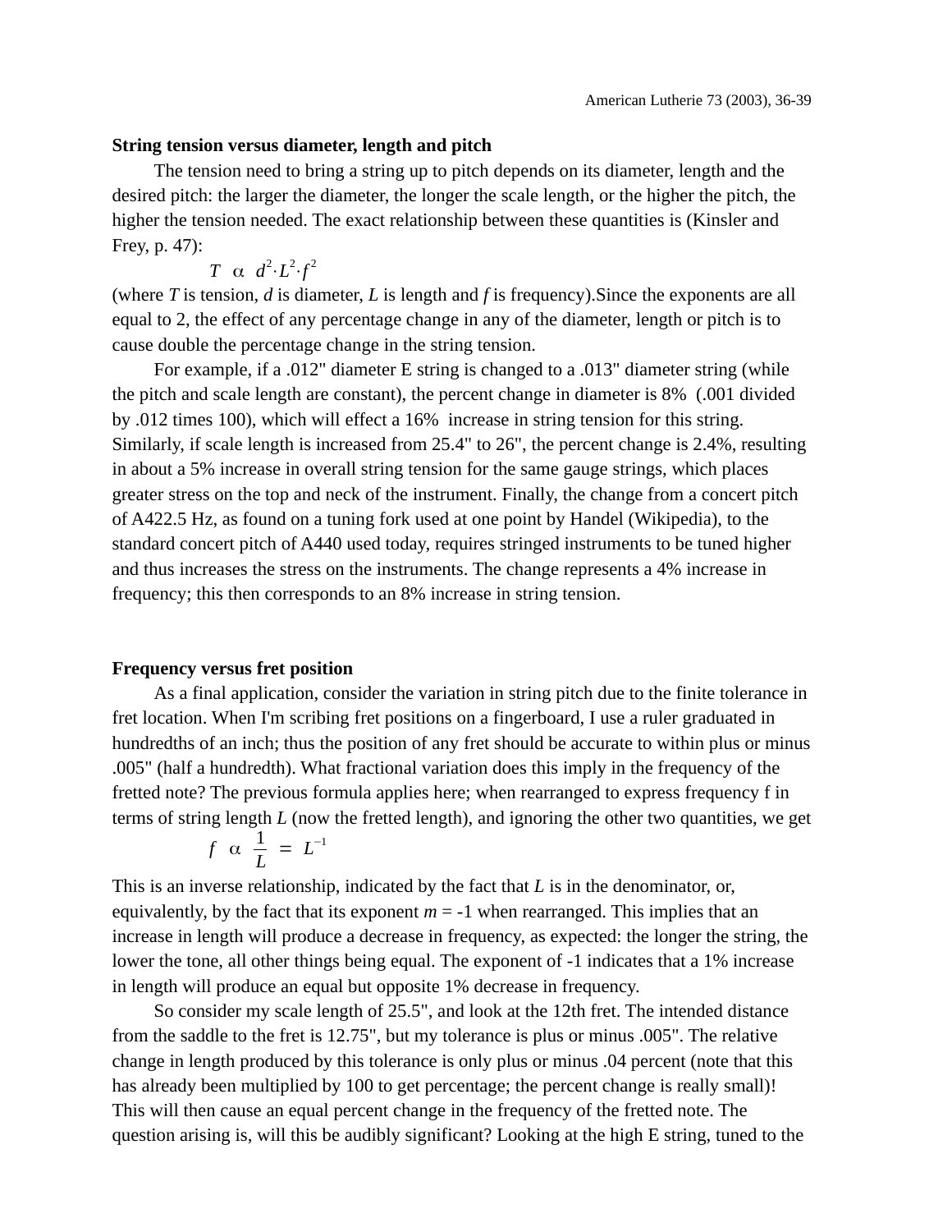### String tension versus diameter, length and pitch

The tension need to bring a string up to pitch depends on its diameter, length and the desired pitch: the larger the diameter, the longer the scale length, or the higher the pitch, the higher the tension needed. The exact relationship between these quantities is (Kinsler and Frey, p. 47):

$$T \;\alpha\; d^2 \cdot L^2 \cdot f^2$$

(where $T$ is tension, $d$ is diameter, $L$ is length and $f$ is frequency).Since the exponents are all equal to 2, the effect of any percentage change in any of the diameter, length or pitch is to cause double the percentage change in the string tension.

For example, if a .012" diameter E string is changed to a .013" diameter string (while the pitch and scale length are constant), the percent change in diameter is 8% (.001 divided by .012 times 100), which will effect a 16% increase in string tension for this string. Similarly, if scale length is increased from 25.4" to 26", the percent change is 2.4%, resulting in about a 5% increase in overall string tension for the same gauge strings, which places greater stress on the top and neck of the instrument. Finally, the change from a concert pitch of A422.5 Hz, as found on a tuning fork used at one point by Handel (Wikipedia), to the standard concert pitch of A440 used today, requires stringed instruments to be tuned higher and thus increases the stress on the instruments. The change represents a 4% increase in frequency; this then corresponds to an 8% increase in string tension.

### Frequency versus fret position

As a final application, consider the variation in string pitch due to the finite tolerance in fret location. When I'm scribing fret positions on a fingerboard, I use a ruler graduated in hundredths of an inch; thus the position of any fret should be accurate to within plus or minus .005" (half a hundredth). What fractional variation does this imply in the frequency of the fretted note? The previous formula applies here; when rearranged to express frequency f in terms of string length $L$ (now the fretted length), and ignoring the other two quantities, we get

$$f \;\alpha\; \frac{1}{L} \;=\; L^{-1}$$

This is an inverse relationship, indicated by the fact that $L$ is in the denominator, or, equivalently, by the fact that its exponent $m = -1$ when rearranged. This implies that an increase in length will produce a decrease in frequency, as expected: the longer the string, the lower the tone, all other things being equal. The exponent of -1 indicates that a 1% increase in length will produce an equal but opposite 1% decrease in frequency.

So consider my scale length of 25.5", and look at the 12th fret. The intended distance from the saddle to the fret is 12.75", but my tolerance is plus or minus .005". The relative change in length produced by this tolerance is only plus or minus .04 percent (note that this has already been multiplied by 100 to get percentage; the percent change is really small)! This will then cause an equal percent change in the frequency of the fretted note. The question arising is, will this be audibly significant? Looking at the high E string, tuned to the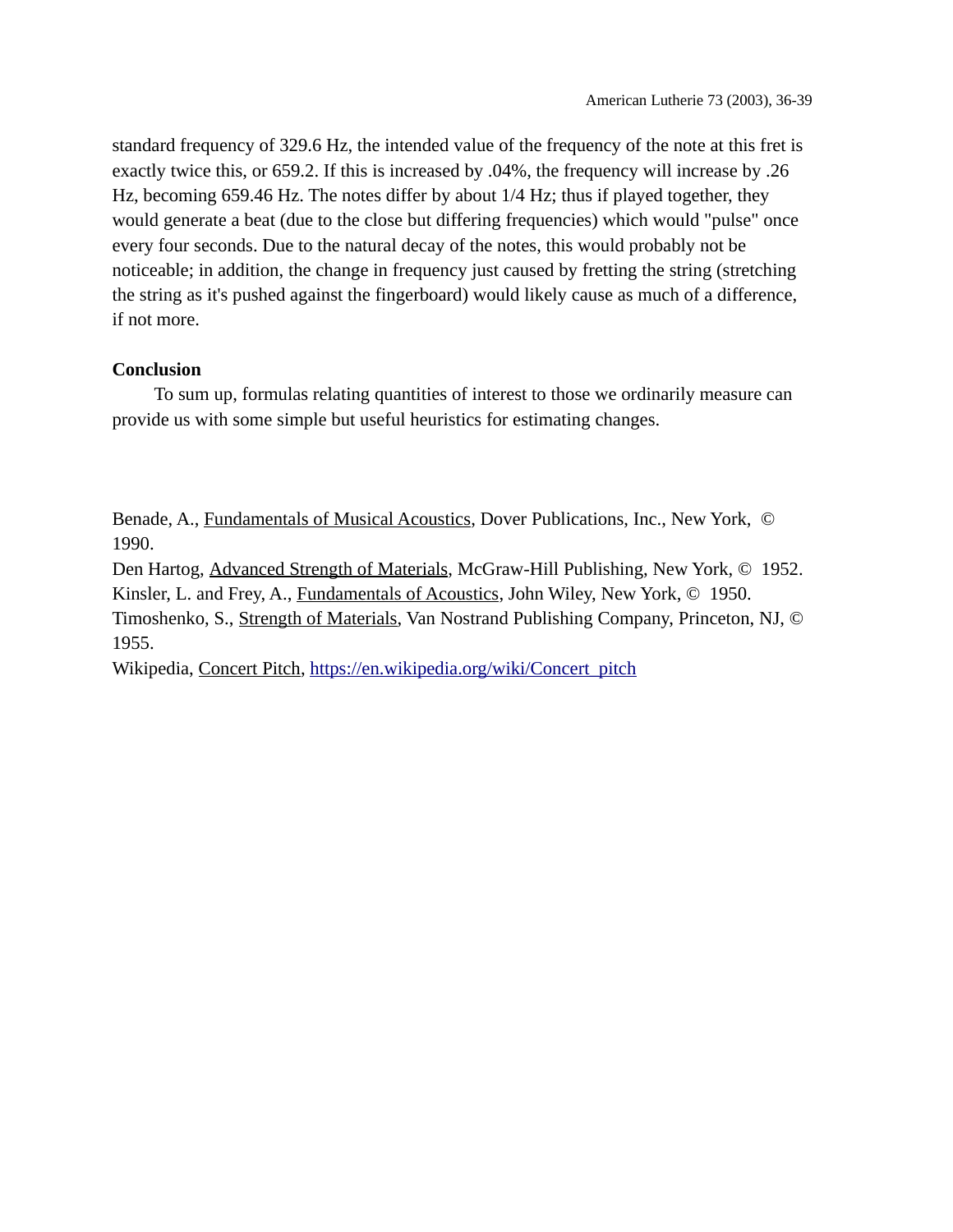standard frequency of 329.6 Hz, the intended value of the frequency of the note at this fret is exactly twice this, or 659.2. If this is increased by .04%, the frequency will increase by .26 Hz, becoming 659.46 Hz. The notes differ by about 1/4 Hz; thus if played together, they would generate a beat (due to the close but differing frequencies) which would "pulse" once every four seconds. Due to the natural decay of the notes, this would probably not be noticeable; in addition, the change in frequency just caused by fretting the string (stretching the string as it's pushed against the fingerboard) would likely cause as much of a difference, if not more.

**Conclusion**

To sum up, formulas relating quantities of interest to those we ordinarily measure can provide us with some simple but useful heuristics for estimating changes.

Benade, A., Fundamentals of Musical Acoustics, Dover Publications, Inc., New York, © 1990.
Den Hartog, Advanced Strength of Materials, McGraw-Hill Publishing, New York, © 1952.
Kinsler, L. and Frey, A., Fundamentals of Acoustics, John Wiley, New York, © 1950.
Timoshenko, S., Strength of Materials, Van Nostrand Publishing Company, Princeton, NJ, © 1955.
Wikipedia, Concert Pitch, https://en.wikipedia.org/wiki/Concert_pitch